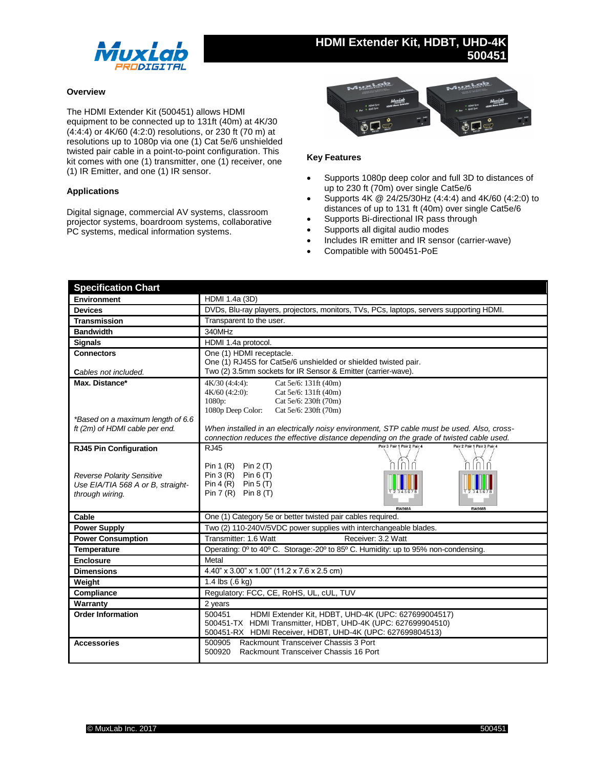# HDMI Extender Kit, HDBT, UHD-4K 500451

## Overview

The HDMI Extender Kit (500451) allows HDMI equipment to be connected up to 131ft (40m) at 4K/30 (4:4:4) or 4K/60 (4:2:0) resolutions, or 230 ft (70 m) at resolutions up to 1080p via one (1) Cat 5e/6 unshielded twisted pair cable in a point-to-point configuration. This kit comes with one (1) transmitter, one (1) receiver, one (1) IR Emitter, and one (1) IR sensor.

## Applications

Digital signage, commercial AV systems, classroom projector systems, boardroom systems, collaborative PC systems, medical information systems.

## Key Features

- Supports 1080p deep color and full 3D to distances of up to 230 ft (70m) over single Cat5e/6
- Supports 4K @ 24/25/30Hz (4:4:4) and 4K/60 (4:2:0) to distances of up to 131 ft (40m) over single Cat5e/6
- Supports Bi-directional IR pass through
- Supports all digital audio modes
- Includes IR emitter and IR sensor (carrier-wave)
- Compatible with 500451-PoE

## Specification Chart

| Specification Chart | |
|---|---|
| **Environment** | HDMI 1.4a (3D) |
| **Devices** | DVDs, Blu-ray players, projectors, monitors, TVs, PCs, laptops, servers supporting HDMI. |
| **Transmission** | Transparent to the user. |
| **Bandwidth** | 340MHz |
| **Signals** | HDMI 1.4a protocol. |
| **Connectors**<br>*Cables not included.* | One (1) HDMI receptacle.<br>One (1) RJ45S for Cat5e/6 unshielded or shielded twisted pair.<br>Two (2) 3.5mm sockets for IR Sensor & Emitter (carrier-wave). |
| **Max. Distance***<br>*\*Based on a maximum length of 6.6 ft (2m) of HDMI cable per end.* | 4K/30 (4:4:4): Cat 5e/6: 131ft (40m)<br>4K/60 (4:2:0): Cat 5e/6: 131ft (40m)<br>1080p: Cat 5e/6: 230ft (70m)<br>1080p Deep Color: Cat 5e/6: 230ft (70m)<br>*When installed in an electrically noisy environment, STP cable must be used. Also, cross-connection reduces the effective distance depending on the grade of twisted cable used.* |
| **RJ45 Pin Configuration**<br>*Reverse Polarity Sensitive*<br>*Use EIA/TIA 568 A or B, straight-through wiring.* | RJ45<br>Pin 1 (R) Pin 2 (T)<br>Pin 3 (R) Pin 6 (T)<br>Pin 4 (R) Pin 5 (T)<br>Pin 7 (R) Pin 8 (T)<br>EIA568A / EIA568B |
| **Cable** | One (1) Category 5e or better twisted pair cables required. |
| **Power Supply** | Two (2) 110-240V/5VDC power supplies with interchangeable blades. |
| **Power Consumption** | Transmitter: 1.6 Watt Receiver: 3.2 Watt |
| **Temperature** | Operating: 0º to 40º C. Storage:-20º to 85º C. Humidity: up to 95% non-condensing. |
| **Enclosure** | Metal |
| **Dimensions** | 4.40" x 3.00" x 1.00" (11.2 x 7.6 x 2.5 cm) |
| **Weight** | 1.4 lbs (.6 kg) |
| **Compliance** | Regulatory: FCC, CE, RoHS, UL, cUL, TUV |
| **Warranty** | 2 years |
| **Order Information** | 500451 HDMI Extender Kit, HDBT, UHD-4K (UPC: 627699004517)<br>500451-TX HDMI Transmitter, HDBT, UHD-4K (UPC: 627699904510)<br>500451-RX HDMI Receiver, HDBT, UHD-4K (UPC: 627699804513) |
| **Accessories** | 500905 Rackmount Transceiver Chassis 3 Port<br>500920 Rackmount Transceiver Chassis 16 Port |

© MuxLab Inc. 2017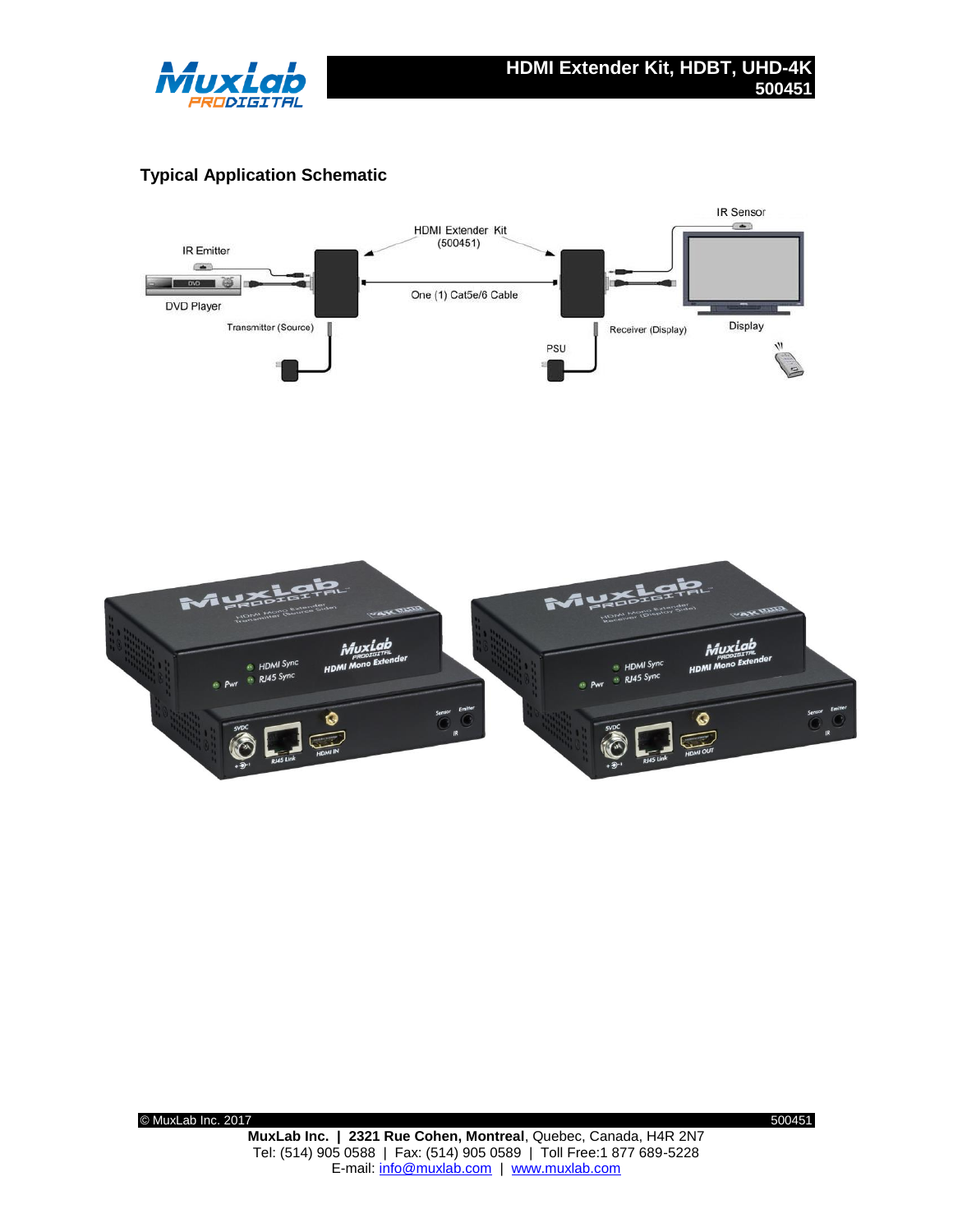## Typical Application Schematic

IR Sensor

HDMI Extender Kit (500451)

IR Emitter

DVD Player

One (1) Cat5e/6 Cable

Transmitter (Source)

PSU

Receiver (Display)

Display

MuxLab Inc. | 2321 Rue Cohen, Montreal, Quebec, Canada, H4R 2N7
Tel: (514) 905 0588 | Fax: (514) 905 0589 | Toll Free:1 877 689-5228
E-mail: [info@muxlab.com](mailto:info@muxlab.com) | [www.muxlab.com](http://www.muxlab.com)